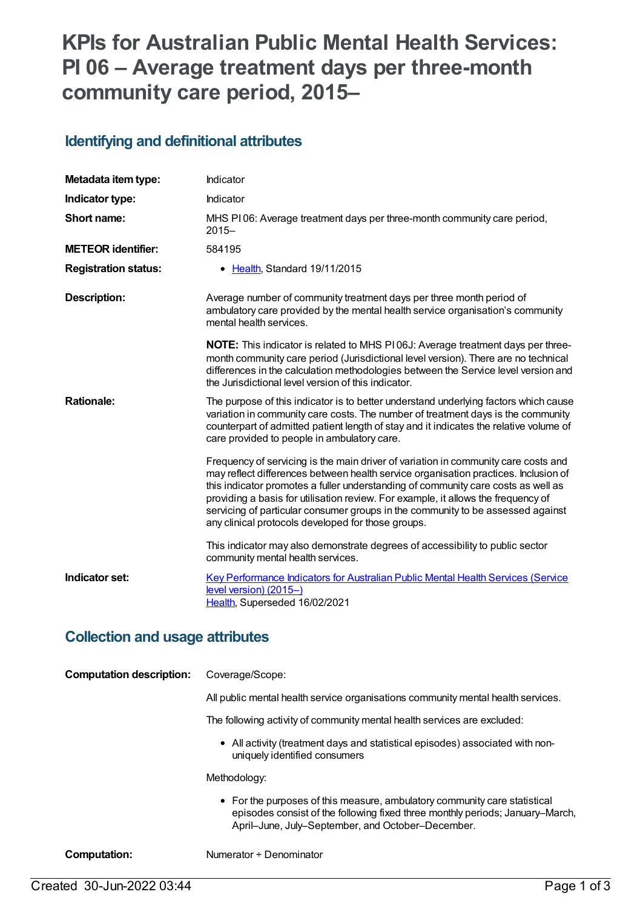# KPIs for Australian Public Mental Health Services: PI 06 – Average treatment days per three-month community care period, 2015–

## Identifying and definitional attributes

| | |
|---|---|
| **Metadata item type:** | Indicator |
| **Indicator type:** | Indicator |
| **Short name:** | MHS PI 06: Average treatment days per three-month community care period, 2015– |
| **METEOR identifier:** | 584195 |
| **Registration status:** | • Health, Standard 19/11/2015 |
| **Description:** | Average number of community treatment days per three month period of ambulatory care provided by the mental health service organisation's community mental health services.<br><br>**NOTE:** This indicator is related to MHS PI 06J: Average treatment days per three-month community care period (Jurisdictional level version). There are no technical differences in the calculation methodologies between the Service level version and the Jurisdictional level version of this indicator. |
| **Rationale:** | The purpose of this indicator is to better understand underlying factors which cause variation in community care costs. The number of treatment days is the community counterpart of admitted patient length of stay and it indicates the relative volume of care provided to people in ambulatory care.<br><br>Frequency of servicing is the main driver of variation in community care costs and may reflect differences between health service organisation practices. Inclusion of this indicator promotes a fuller understanding of community care costs as well as providing a basis for utilisation review. For example, it allows the frequency of servicing of particular consumer groups in the community to be assessed against any clinical protocols developed for those groups.<br><br>This indicator may also demonstrate degrees of accessibility to public sector community mental health services. |
| **Indicator set:** | Key Performance Indicators for Australian Public Mental Health Services (Service level version) (2015–)<br>Health, Superseded 16/02/2021 |

## Collection and usage attributes

| | |
|---|---|
| **Computation description:** | Coverage/Scope:<br><br>All public mental health service organisations community mental health services.<br><br>The following activity of community mental health services are excluded:<br><br>• All activity (treatment days and statistical episodes) associated with non-uniquely identified consumers<br><br>Methodology:<br><br>• For the purposes of this measure, ambulatory community care statistical episodes consist of the following fixed three monthly periods; January–March, April–June, July–September, and October–December. |
| **Computation:** | Numerator ÷ Denominator |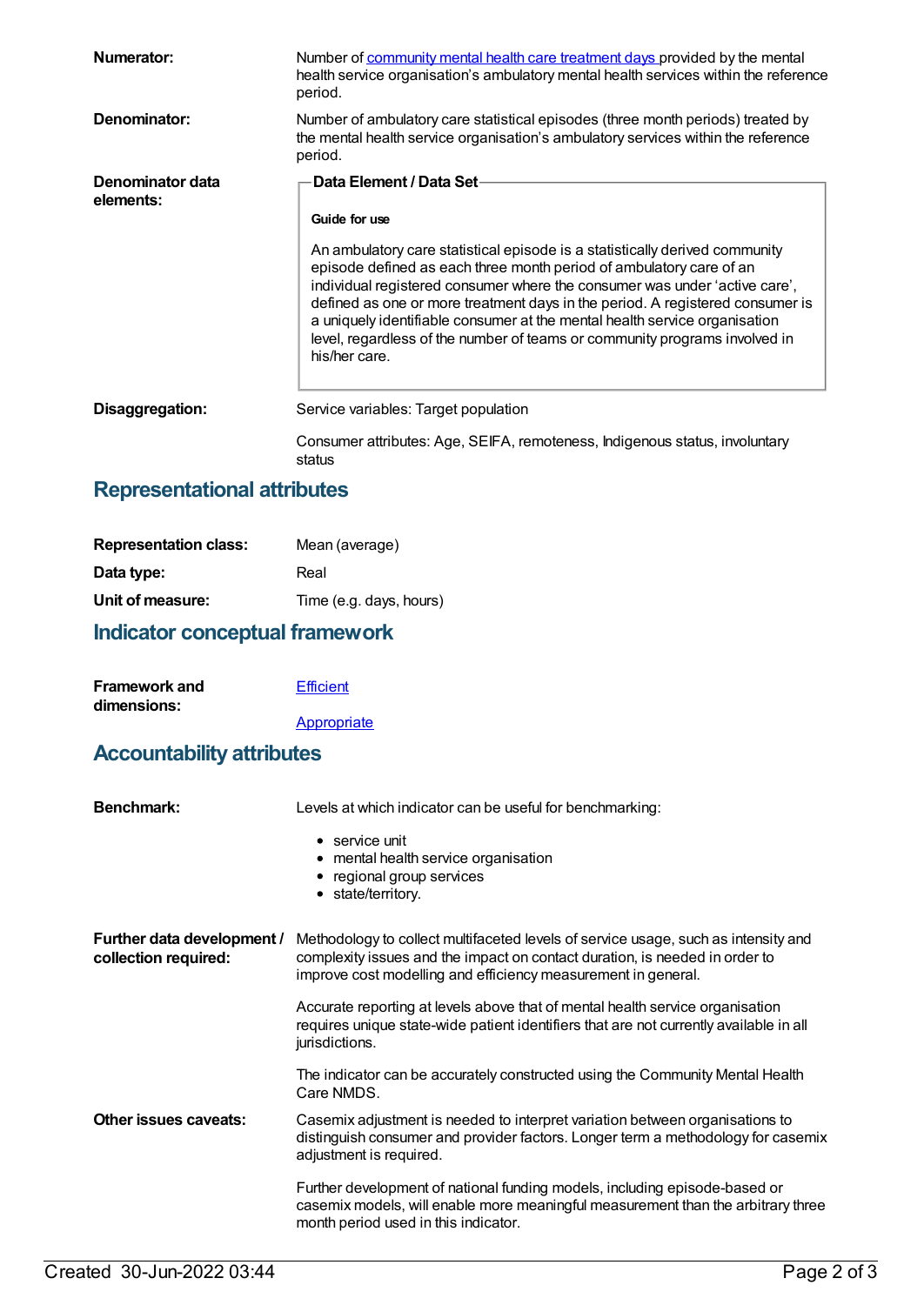**Numerator:** Number of [community mental health care treatment days](#) provided by the mental health service organisation's ambulatory mental health services within the reference period.

**Denominator:** Number of ambulatory care statistical episodes (three month periods) treated by the mental health service organisation's ambulatory services within the reference period.

**Denominator data elements:**

**Data Element / Data Set**

**Guide for use**

An ambulatory care statistical episode is a statistically derived community episode defined as each three month period of ambulatory care of an individual registered consumer where the consumer was under 'active care', defined as one or more treatment days in the period. A registered consumer is a uniquely identifiable consumer at the mental health service organisation level, regardless of the number of teams or community programs involved in his/her care.

**Disaggregation:** Service variables: Target population

Consumer attributes: Age, SEIFA, remoteness, Indigenous status, involuntary status

## Representational attributes

**Representation class:** Mean (average)

**Data type:** Real

**Unit of measure:** Time (e.g. days, hours)

## Indicator conceptual framework

**Framework and dimensions:**

[Efficient](#)

[Appropriate](#)

## Accountability attributes

**Benchmark:** Levels at which indicator can be useful for benchmarking:

- service unit
- mental health service organisation
- regional group services
- state/territory.

**Further data development / collection required:** Methodology to collect multifaceted levels of service usage, such as intensity and complexity issues and the impact on contact duration, is needed in order to improve cost modelling and efficiency measurement in general.

Accurate reporting at levels above that of mental health service organisation requires unique state-wide patient identifiers that are not currently available in all jurisdictions.

The indicator can be accurately constructed using the Community Mental Health Care NMDS.

**Other issues caveats:** Casemix adjustment is needed to interpret variation between organisations to distinguish consumer and provider factors. Longer term a methodology for casemix adjustment is required.

Further development of national funding models, including episode-based or casemix models, will enable more meaningful measurement than the arbitrary three month period used in this indicator.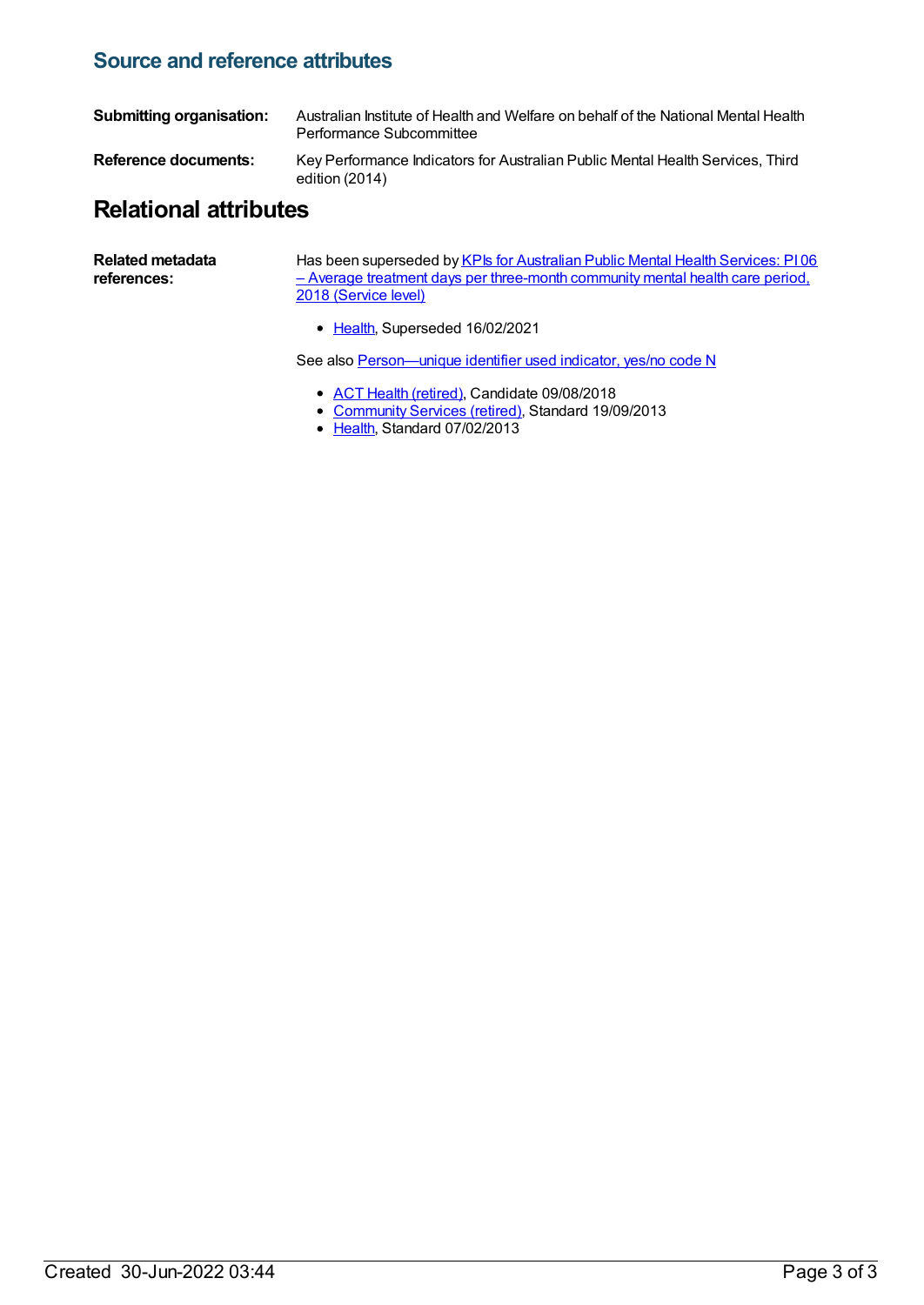## Source and reference attributes

**Submitting organisation:** Australian Institute of Health and Welfare on behalf of the National Mental Health Performance Subcommittee

**Reference documents:** Key Performance Indicators for Australian Public Mental Health Services, Third edition (2014)

# Relational attributes

**Related metadata references:**

Has been superseded by KPIs for Australian Public Mental Health Services: PI 06 – Average treatment days per three-month community mental health care period, 2018 (Service level)

- Health, Superseded 16/02/2021

See also Person—unique identifier used indicator, yes/no code N

- ACT Health (retired), Candidate 09/08/2018
- Community Services (retired), Standard 19/09/2013
- Health, Standard 07/02/2013